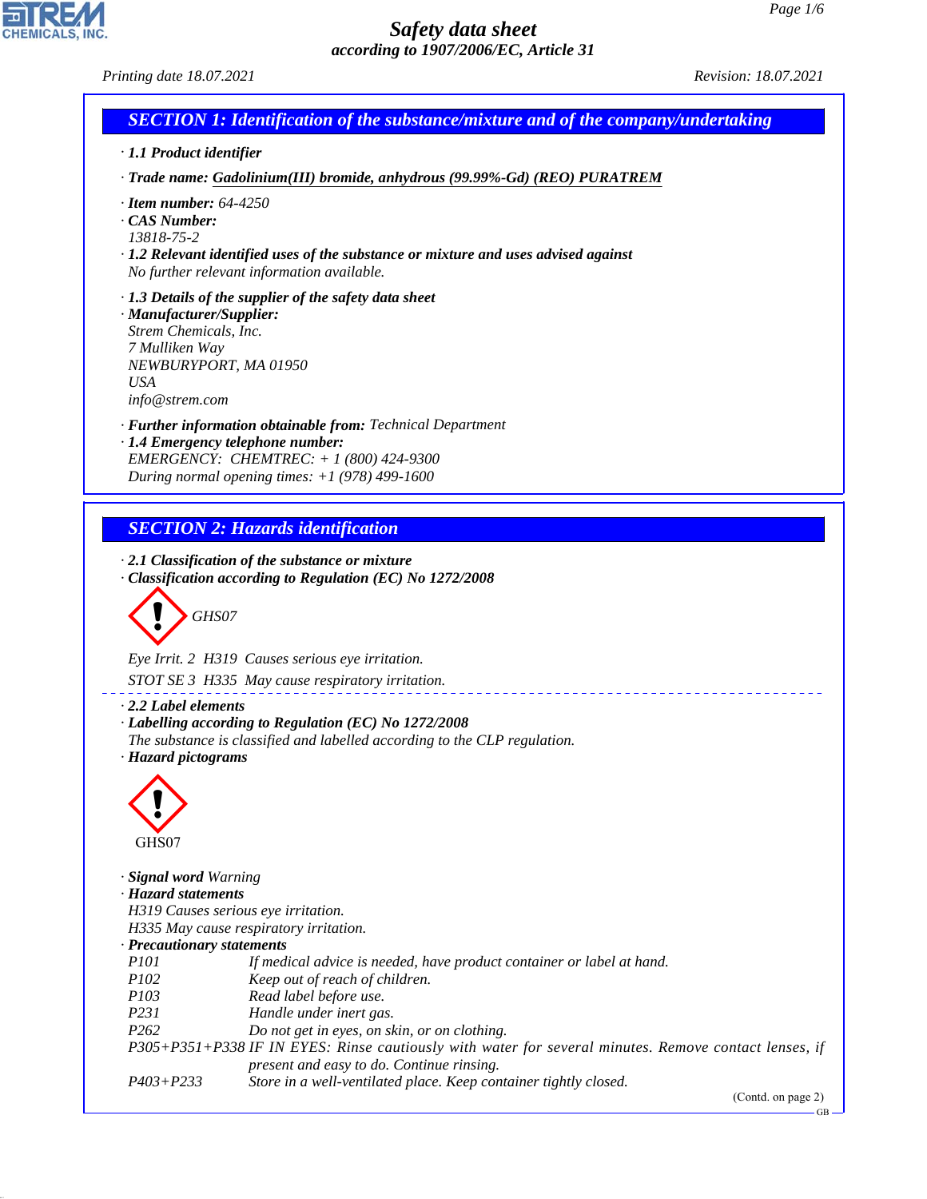# Safety data sheet

*according to 1907/2006/EC, Article 31*

*Printing date 18.07.2021* *Revision: 18.07.2021*

## SECTION 1: Identification of the substance/mixture and of the company/undertaking

· **1.1 Product identifier**

· **Trade name:** **Gadolinium(III) bromide, anhydrous (99.99%-Gd) (REO) PURATREM**

· **Item number:** 64-4250
· **CAS Number:**
13818-75-2
· **1.2 Relevant identified uses of the substance or mixture and uses advised against**
No further relevant information available.

· **1.3 Details of the supplier of the safety data sheet**
· **Manufacturer/Supplier:**
Strem Chemicals, Inc.
7 Mulliken Way
NEWBURYPORT, MA 01950
USA
info@strem.com

· **Further information obtainable from:** Technical Department
· **1.4 Emergency telephone number:**
EMERGENCY: CHEMTREC: + 1 (800) 424-9300
During normal opening times: +1 (978) 499-1600

## SECTION 2: Hazards identification

· **2.1 Classification of the substance or mixture**
· **Classification according to Regulation (EC) No 1272/2008**

GHS07

Eye Irrit. 2 H319 Causes serious eye irritation.

STOT SE 3 H335 May cause respiratory irritation.

· **2.2 Label elements**
· **Labelling according to Regulation (EC) No 1272/2008**
The substance is classified and labelled according to the CLP regulation.
· **Hazard pictograms**

GHS07

· **Signal word** Warning
· **Hazard statements**
H319 Causes serious eye irritation.
H335 May cause respiratory irritation.
· **Precautionary statements**

| | |
|---|---|
| P101 | If medical advice is needed, have product container or label at hand. |
| P102 | Keep out of reach of children. |
| P103 | Read label before use. |
| P231 | Handle under inert gas. |
| P262 | Do not get in eyes, on skin, or on clothing. |
| P305+P351+P338 | IF IN EYES: Rinse cautiously with water for several minutes. Remove contact lenses, if present and easy to do. Continue rinsing. |
| P403+P233 | Store in a well-ventilated place. Keep container tightly closed. |

(Contd. on page 2)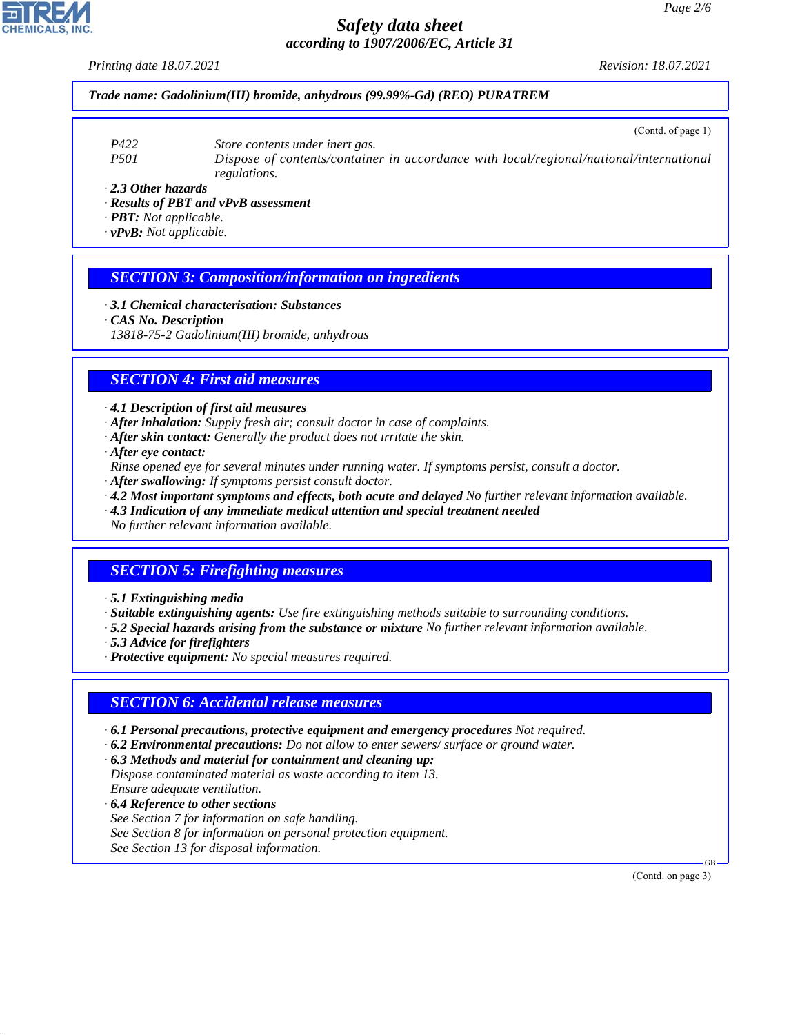Trade name: Gadolinium(III) bromide, anhydrous (99.99%-Gd) (REO) PURATREM

(Contd. of page 1)

P422 Store contents under inert gas.

P501 Dispose of contents/container in accordance with local/regional/national/international regulations.

· **2.3 Other hazards**
· **Results of PBT and vPvB assessment**
· **PBT:** Not applicable.
· **vPvB:** Not applicable.

## SECTION 3: Composition/information on ingredients

· **3.1 Chemical characterisation: Substances**
· **CAS No. Description**
13818-75-2 Gadolinium(III) bromide, anhydrous

## SECTION 4: First aid measures

· **4.1 Description of first aid measures**
· **After inhalation:** Supply fresh air; consult doctor in case of complaints.
· **After skin contact:** Generally the product does not irritate the skin.
· **After eye contact:**
Rinse opened eye for several minutes under running water. If symptoms persist, consult a doctor.
· **After swallowing:** If symptoms persist consult doctor.
· **4.2 Most important symptoms and effects, both acute and delayed** No further relevant information available.
· **4.3 Indication of any immediate medical attention and special treatment needed**
No further relevant information available.

## SECTION 5: Firefighting measures

· **5.1 Extinguishing media**
· **Suitable extinguishing agents:** Use fire extinguishing methods suitable to surrounding conditions.
· **5.2 Special hazards arising from the substance or mixture** No further relevant information available.
· **5.3 Advice for firefighters**
· **Protective equipment:** No special measures required.

## SECTION 6: Accidental release measures

· **6.1 Personal precautions, protective equipment and emergency procedures** Not required.
· **6.2 Environmental precautions:** Do not allow to enter sewers/ surface or ground water.
· **6.3 Methods and material for containment and cleaning up:**
Dispose contaminated material as waste according to item 13.
Ensure adequate ventilation.
· **6.4 Reference to other sections**
See Section 7 for information on safe handling.
See Section 8 for information on personal protection equipment.
See Section 13 for disposal information.

(Contd. on page 3)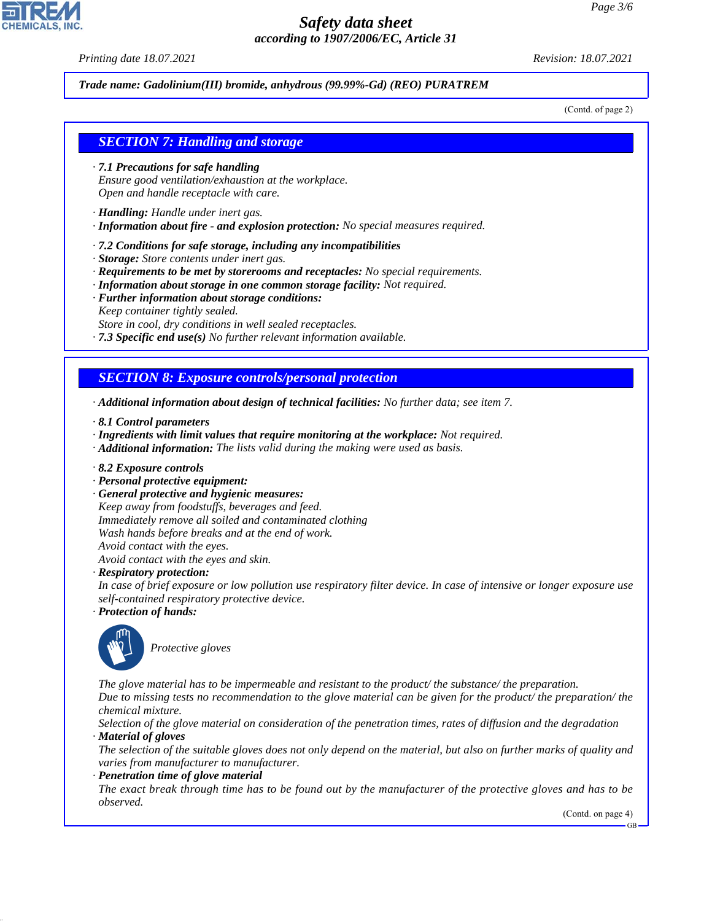Trade name: Gadolinium(III) bromide, anhydrous (99.99%-Gd) (REO) PURATREM

(Contd. of page 2)

## SECTION 7: Handling and storage

· **7.1 Precautions for safe handling**
Ensure good ventilation/exhaustion at the workplace.
Open and handle receptacle with care.

· **Handling:** Handle under inert gas.
· **Information about fire - and explosion protection:** No special measures required.

· **7.2 Conditions for safe storage, including any incompatibilities**
· **Storage:** Store contents under inert gas.
· **Requirements to be met by storerooms and receptacles:** No special requirements.
· **Information about storage in one common storage facility:** Not required.
· **Further information about storage conditions:**
Keep container tightly sealed.
Store in cool, dry conditions in well sealed receptacles.
· **7.3 Specific end use(s)** No further relevant information available.

## SECTION 8: Exposure controls/personal protection

· **Additional information about design of technical facilities:** No further data; see item 7.

· **8.1 Control parameters**
· **Ingredients with limit values that require monitoring at the workplace:** Not required.
· **Additional information:** The lists valid during the making were used as basis.

· **8.2 Exposure controls**
· **Personal protective equipment:**
· **General protective and hygienic measures:**
Keep away from foodstuffs, beverages and feed.
Immediately remove all soiled and contaminated clothing
Wash hands before breaks and at the end of work.
Avoid contact with the eyes.
Avoid contact with the eyes and skin.
· **Respiratory protection:**
In case of brief exposure or low pollution use respiratory filter device. In case of intensive or longer exposure use self-contained respiratory protective device.
· **Protection of hands:**

Protective gloves

The glove material has to be impermeable and resistant to the product/ the substance/ the preparation.
Due to missing tests no recommendation to the glove material can be given for the product/ the preparation/ the chemical mixture.
Selection of the glove material on consideration of the penetration times, rates of diffusion and the degradation
· **Material of gloves**
The selection of the suitable gloves does not only depend on the material, but also on further marks of quality and varies from manufacturer to manufacturer.
· **Penetration time of glove material**
The exact break through time has to be found out by the manufacturer of the protective gloves and has to be observed.

(Contd. on page 4)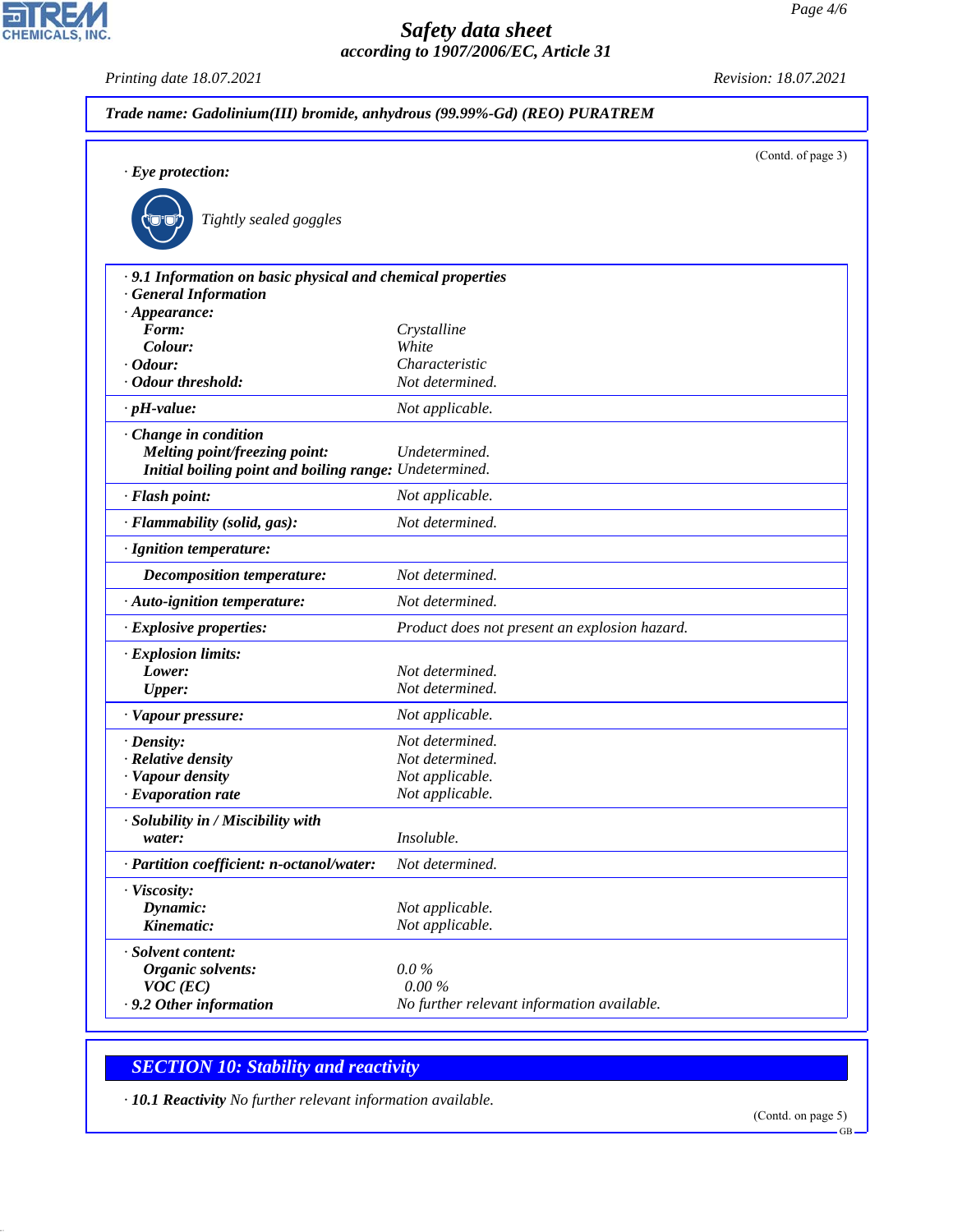**Trade name: Gadolinium(III) bromide, anhydrous (99.99%-Gd) (REO) PURATREM**

(Contd. of page 3)

· **Eye protection:**

Tightly sealed goggles

| Property | Value |
|---|---|
| · **9.1 Information on basic physical and chemical properties** | |
| · **General Information** | |
| · **Appearance:** | |
| **Form:** | Crystalline |
| **Colour:** | White |
| · **Odour:** | Characteristic |
| · **Odour threshold:** | Not determined. |
| · **pH-value:** | Not applicable. |
| · **Change in condition** | |
| **Melting point/freezing point:** | Undetermined. |
| **Initial boiling point and boiling range:** | Undetermined. |
| · **Flash point:** | Not applicable. |
| · **Flammability (solid, gas):** | Not determined. |
| · **Ignition temperature:** | |
| **Decomposition temperature:** | Not determined. |
| · **Auto-ignition temperature:** | Not determined. |
| · **Explosive properties:** | Product does not present an explosion hazard. |
| · **Explosion limits:** | |
| **Lower:** | Not determined. |
| **Upper:** | Not determined. |
| · **Vapour pressure:** | Not applicable. |
| · **Density:** | Not determined. |
| · **Relative density** | Not determined. |
| · **Vapour density** | Not applicable. |
| · **Evaporation rate** | Not applicable. |
| · **Solubility in / Miscibility with** | |
| **water:** | Insoluble. |
| · **Partition coefficient: n-octanol/water:** | Not determined. |
| · **Viscosity:** | |
| **Dynamic:** | Not applicable. |
| **Kinematic:** | Not applicable. |
| · **Solvent content:** | |
| **Organic solvents:** | 0.0 % |
| **VOC (EC)** | 0.00 % |
| · **9.2 Other information** | No further relevant information available. |

## SECTION 10: Stability and reactivity

· **10.1 Reactivity** No further relevant information available.

(Contd. on page 5)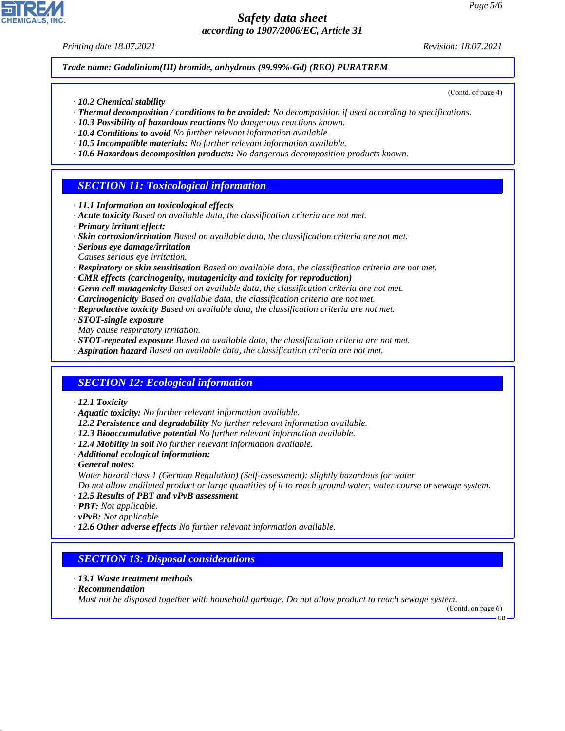**Trade name: Gadolinium(III) bromide, anhydrous (99.99%-Gd) (REO) PURATREM**

(Contd. of page 4)

· **10.2 Chemical stability**
· **Thermal decomposition / conditions to be avoided:** No decomposition if used according to specifications.
· **10.3 Possibility of hazardous reactions** No dangerous reactions known.
· **10.4 Conditions to avoid** No further relevant information available.
· **10.5 Incompatible materials:** No further relevant information available.
· **10.6 Hazardous decomposition products:** No dangerous decomposition products known.

## SECTION 11: Toxicological information

· **11.1 Information on toxicological effects**
· **Acute toxicity** Based on available data, the classification criteria are not met.
· **Primary irritant effect:**
· **Skin corrosion/irritation** Based on available data, the classification criteria are not met.
· **Serious eye damage/irritation**
Causes serious eye irritation.
· **Respiratory or skin sensitisation** Based on available data, the classification criteria are not met.
· **CMR effects (carcinogenity, mutagenicity and toxicity for reproduction)**
· **Germ cell mutagenicity** Based on available data, the classification criteria are not met.
· **Carcinogenicity** Based on available data, the classification criteria are not met.
· **Reproductive toxicity** Based on available data, the classification criteria are not met.
· **STOT-single exposure**
May cause respiratory irritation.
· **STOT-repeated exposure** Based on available data, the classification criteria are not met.
· **Aspiration hazard** Based on available data, the classification criteria are not met.

## SECTION 12: Ecological information

· **12.1 Toxicity**
· **Aquatic toxicity:** No further relevant information available.
· **12.2 Persistence and degradability** No further relevant information available.
· **12.3 Bioaccumulative potential** No further relevant information available.
· **12.4 Mobility in soil** No further relevant information available.
· **Additional ecological information:**
· **General notes:**
Water hazard class 1 (German Regulation) (Self-assessment): slightly hazardous for water
Do not allow undiluted product or large quantities of it to reach ground water, water course or sewage system.
· **12.5 Results of PBT and vPvB assessment**
· **PBT:** Not applicable.
· **vPvB:** Not applicable.
· **12.6 Other adverse effects** No further relevant information available.

## SECTION 13: Disposal considerations

· **13.1 Waste treatment methods**
· **Recommendation**
Must not be disposed together with household garbage. Do not allow product to reach sewage system.

(Contd. on page 6)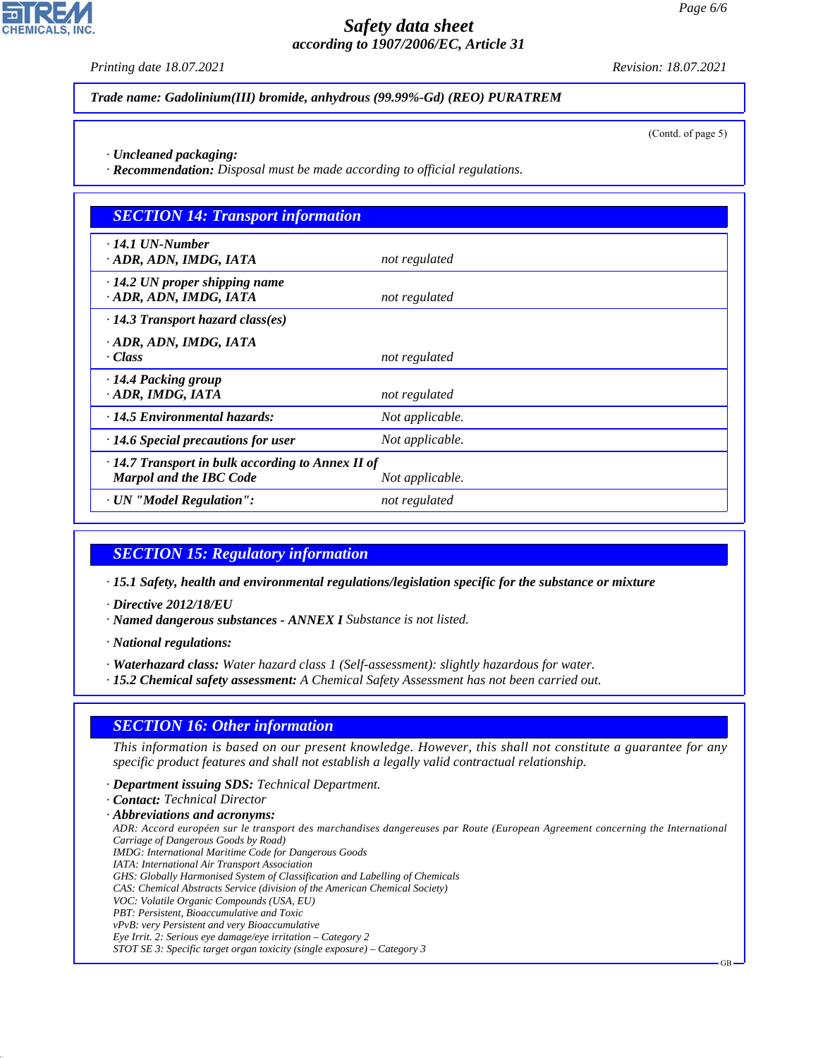**Trade name: Gadolinium(III) bromide, anhydrous (99.99%-Gd) (REO) PURATREM**

(Contd. of page 5)

· **Uncleaned packaging:**
· **Recommendation:** Disposal must be made according to official regulations.

## SECTION 14: Transport information

| | |
|---|---|
| · **14.1 UN-Number**<br>· **ADR, ADN, IMDG, IATA** | not regulated |
| · **14.2 UN proper shipping name**<br>· **ADR, ADN, IMDG, IATA** | not regulated |
| · **14.3 Transport hazard class(es)**<br>· **ADR, ADN, IMDG, IATA**<br>· **Class** | not regulated |
| · **14.4 Packing group**<br>· **ADR, IMDG, IATA** | not regulated |
| · **14.5 Environmental hazards:** | Not applicable. |
| · **14.6 Special precautions for user** | Not applicable. |
| · **14.7 Transport in bulk according to Annex II of Marpol and the IBC Code** | Not applicable. |
| · **UN "Model Regulation":** | not regulated |

## SECTION 15: Regulatory information

· **15.1 Safety, health and environmental regulations/legislation specific for the substance or mixture**

· **Directive 2012/18/EU**
· **Named dangerous substances - ANNEX I** Substance is not listed.

· **National regulations:**

· **Waterhazard class:** Water hazard class 1 (Self-assessment): slightly hazardous for water.
· **15.2 Chemical safety assessment:** A Chemical Safety Assessment has not been carried out.

## SECTION 16: Other information

This information is based on our present knowledge. However, this shall not constitute a guarantee for any specific product features and shall not establish a legally valid contractual relationship.

· **Department issuing SDS:** Technical Department.
· **Contact:** Technical Director
· **Abbreviations and acronyms:**
ADR: Accord européen sur le transport des marchandises dangereuses par Route (European Agreement concerning the International Carriage of Dangerous Goods by Road)
IMDG: International Maritime Code for Dangerous Goods
IATA: International Air Transport Association
GHS: Globally Harmonised System of Classification and Labelling of Chemicals
CAS: Chemical Abstracts Service (division of the American Chemical Society)
VOC: Volatile Organic Compounds (USA, EU)
PBT: Persistent, Bioaccumulative and Toxic
vPvB: very Persistent and very Bioaccumulative
Eye Irrit. 2: Serious eye damage/eye irritation – Category 2
STOT SE 3: Specific target organ toxicity (single exposure) – Category 3